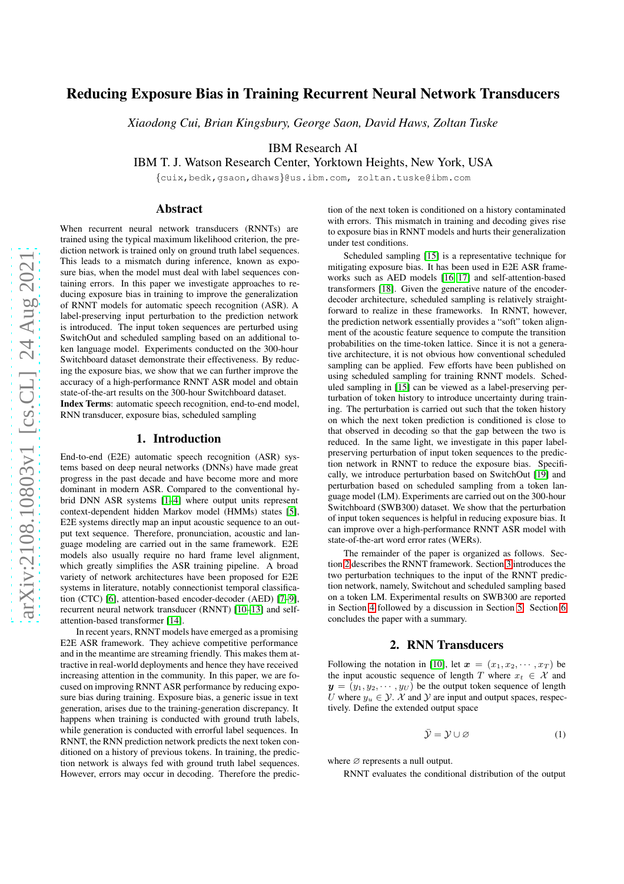# Reducing Exposure Bias in Training Recurrent Neural Network Transducers

*Xiaodong Cui, Brian Kingsbury, George Saon, David Haws, Zoltan Tuske*

IBM Research AI
IBM T. J. Watson Research Center, Yorktown Heights, New York, USA

{cuix,bedk,gsaon,dhaws}@us.ibm.com, zoltan.tuske@ibm.com

## Abstract

When recurrent neural network transducers (RNNTs) are trained using the typical maximum likelihood criterion, the prediction network is trained only on ground truth label sequences. This leads to a mismatch during inference, known as exposure bias, when the model must deal with label sequences containing errors. In this paper we investigate approaches to reducing exposure bias in training to improve the generalization of RNNT models for automatic speech recognition (ASR). A label-preserving input perturbation to the prediction network is introduced. The input token sequences are perturbed using SwitchOut and scheduled sampling based on an additional token language model. Experiments conducted on the 300-hour Switchboard dataset demonstrate their effectiveness. By reducing the exposure bias, we show that we can further improve the accuracy of a high-performance RNNT ASR model and obtain state-of-the-art results on the 300-hour Switchboard dataset.

**Index Terms**: automatic speech recognition, end-to-end model, RNN transducer, exposure bias, scheduled sampling

## 1. Introduction

End-to-end (E2E) automatic speech recognition (ASR) systems based on deep neural networks (DNNs) have made great progress in the past decade and have become more and more dominant in modern ASR. Compared to the conventional hybrid DNN ASR systems [1–4] where output units represent context-dependent hidden Markov model (HMMs) states [5], E2E systems directly map an input acoustic sequence to an output text sequence. Therefore, pronunciation, acoustic and language modeling are carried out in the same framework. E2E models also usually require no hard frame level alignment, which greatly simplifies the ASR training pipeline. A broad variety of network architectures have been proposed for E2E systems in literature, notably connectionist temporal classification (CTC) [6], attention-based encoder-decoder (AED) [7–9], recurrent neural network transducer (RNNT) [10–13] and self-attention-based transformer [14].

In recent years, RNNT models have emerged as a promising E2E ASR framework. They achieve competitive performance and in the meantime are streaming friendly. This makes them attractive in real-world deployments and hence they have received increasing attention in the community. In this paper, we are focused on improving RNNT ASR performance by reducing exposure bias during training. Exposure bias, a generic issue in text generation, arises due to the training-generation discrepancy. It happens when training is conducted with ground truth labels, while generation is conducted with errorful label sequences. In RNNT, the RNN prediction network predicts the next token conditioned on a history of previous tokens. In training, the prediction network is always fed with ground truth label sequences. However, errors may occur in decoding. Therefore the prediction of the next token is conditioned on a history contaminated with errors. This mismatch in training and decoding gives rise to exposure bias in RNNT models and hurts their generalization under test conditions.

Scheduled sampling [15] is a representative technique for mitigating exposure bias. It has been used in E2E ASR frameworks such as AED models [16, 17] and self-attention-based transformers [18]. Given the generative nature of the encoder-decoder architecture, scheduled sampling is relatively straightforward to realize in these frameworks. In RNNT, however, the prediction network essentially provides a "soft" token alignment of the acoustic feature sequence to compute the transition probabilities on the time-token lattice. Since it is not a generative architecture, it is not obvious how conventional scheduled sampling can be applied. Few efforts have been published on using scheduled sampling for training RNNT models. Scheduled sampling in [15] can be viewed as a label-preserving perturbation of token history to introduce uncertainty during training. The perturbation is carried out such that the token history on which the next token prediction is conditioned is close to that observed in decoding so that the gap between the two is reduced. In the same light, we investigate in this paper label-preserving perturbation of input token sequences to the prediction network in RNNT to reduce the exposure bias. Specifically, we introduce perturbation based on SwitchOut [19] and perturbation based on scheduled sampling from a token language model (LM). Experiments are carried out on the 300-hour Switchboard (SWB300) dataset. We show that the perturbation of input token sequences is helpful in reducing exposure bias. It can improve over a high-performance RNNT ASR model with state-of-the-art word error rates (WERs).

The remainder of the paper is organized as follows. Section 2 describes the RNNT framework. Section 3 introduces the two perturbation techniques to the input of the RNNT prediction network, namely, Switchout and scheduled sampling based on a token LM. Experimental results on SWB300 are reported in Section 4 followed by a discussion in Section 5. Section 6 concludes the paper with a summary.

## 2. RNN Transducers

Following the notation in [10], let $\boldsymbol{x} = (x_1, x_2, \cdots, x_T)$ be the input acoustic sequence of length $T$ where $x_t \in \mathcal{X}$ and $\boldsymbol{y} = (y_1, y_2, \cdots, y_U)$ be the output token sequence of length $U$ where $y_u \in \mathcal{Y}$. $\mathcal{X}$ and $\mathcal{Y}$ are input and output spaces, respectively. Define the extended output space

$$\bar{\mathcal{Y}} = \mathcal{Y} \cup \varnothing \tag{1}$$

where $\varnothing$ represents a null output.

RNNT evaluates the conditional distribution of the output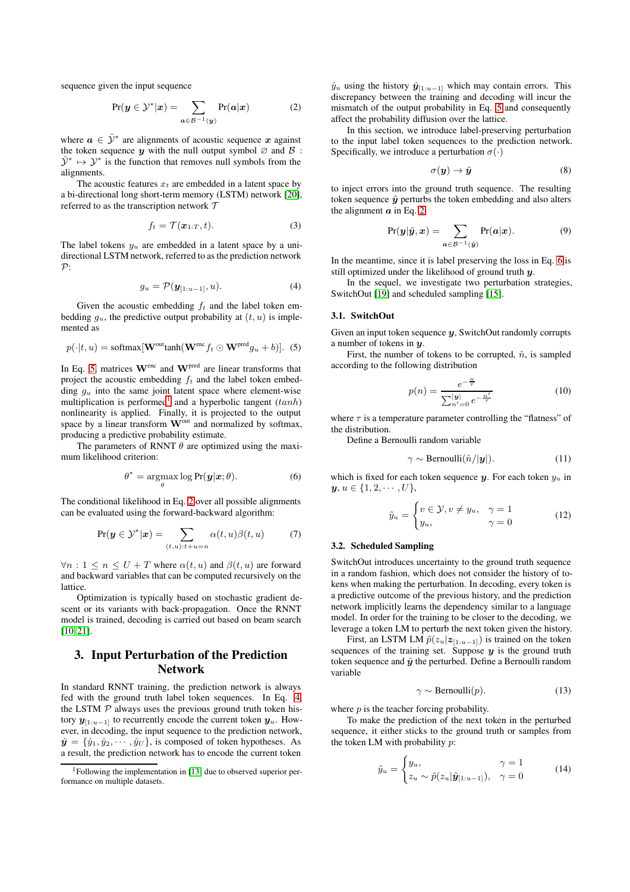sequence given the input sequence

$$\Pr(\boldsymbol{y} \in \mathcal{Y}^*|\boldsymbol{x}) = \sum_{\boldsymbol{a} \in \mathcal{B}^{-1}(\boldsymbol{y})} \Pr(\boldsymbol{a}|\boldsymbol{x}) \tag{2}$$

where $\boldsymbol{a} \in \bar{\mathcal{Y}}^*$ are alignments of acoustic sequence $\boldsymbol{x}$ against the token sequence $\boldsymbol{y}$ with the null output symbol $\varnothing$ and $\mathcal{B} : \bar{\mathcal{Y}}^* \mapsto \mathcal{Y}^*$ is the function that removes null symbols from the alignments.

The acoustic features $x_t$ are embedded in a latent space by a bi-directional long short-term memory (LSTM) network [20], referred to as the transcription network $\mathcal{T}$

$$f_t = \mathcal{T}(\boldsymbol{x}_{1:T}, t). \tag{3}$$

The label tokens $y_u$ are embedded in a latent space by a uni-directional LSTM network, referred to as the prediction network $\mathcal{P}$:

$$g_u = \mathcal{P}(\boldsymbol{y}_{[1:u-1]}, u). \tag{4}$$

Given the acoustic embedding $f_t$ and the label token embedding $g_u$, the predictive output probability at $(t, u)$ is implemented as

$$p(\cdot|t, u) = \text{softmax}[\mathbf{W}^{\text{out}}\tanh(\mathbf{W}^{\text{enc}} f_t \odot \mathbf{W}^{\text{pred}} g_u + b)]. \tag{5}$$

In Eq. 5, matrices $\mathbf{W}^{\text{enc}}$ and $\mathbf{W}^{\text{pred}}$ are linear transforms that project the acoustic embedding $f_t$ and the label token embedding $g_u$ into the same joint latent space where element-wise multiplication is performed[1] and a hyperbolic tangent ($tanh$) nonlinearity is applied. Finally, it is projected to the output space by a linear transform $\mathbf{W}^{\text{out}}$ and normalized by softmax, producing a predictive probability estimate.

The parameters of RNNT $\theta$ are optimized using the maximum likelihood criterion:

$$\theta^* = \underset{\theta}{\text{argmax}} \log \Pr(\boldsymbol{y}|\boldsymbol{x}; \theta). \tag{6}$$

The conditional likelihood in Eq. 2 over all possible alignments can be evaluated using the forward-backward algorithm:

$$\Pr(\boldsymbol{y} \in \mathcal{Y}^*|\boldsymbol{x}) = \sum_{(t,u):t+u=n} \alpha(t, u)\beta(t, u) \tag{7}$$

$\forall n : 1 \leq n \leq U + T$ where $\alpha(t, u)$ and $\beta(t, u)$ are forward and backward variables that can be computed recursively on the lattice.

Optimization is typically based on stochastic gradient descent or its variants with back-propagation. Once the RNNT model is trained, decoding is carried out based on beam search [10, 21].

# 3. Input Perturbation of the Prediction Network

In standard RNNT training, the prediction network is always fed with the ground truth label token sequences. In Eq. 4, the LSTM $\mathcal{P}$ always uses the previous ground truth token history $\boldsymbol{y}_{[1:u-1]}$ to recurrently encode the current token $\boldsymbol{y}_u$. However, in decoding, the input sequence to the prediction network, $\hat{\boldsymbol{y}} = \{\hat{y}_1, \hat{y}_2, \cdots, \hat{y}_U\}$, is composed of token hypotheses. As a result, the prediction network has to encode the current token $\hat{y}_u$ using the history $\hat{\boldsymbol{y}}_{[1:u-1]}$ which may contain errors. This discrepancy between the training and decoding will incur the mismatch of the output probability in Eq. 5 and consequently affect the probability diffusion over the lattice.

In this section, we introduce label-preserving perturbation to the input label token sequences to the prediction network. Specifically, we introduce a perturbation $\sigma(\cdot)$

$$\sigma(\boldsymbol{y}) \rightarrow \tilde{\boldsymbol{y}} \tag{8}$$

to inject errors into the ground truth token sequence. The resulting token sequence $\tilde{\boldsymbol{y}}$ perturbs the token embedding and also alters the alignment $\boldsymbol{a}$ in Eq. 2

$$\Pr(\boldsymbol{y}|\tilde{\boldsymbol{y}}, \boldsymbol{x}) = \sum_{\boldsymbol{a} \in \mathcal{B}^{-1}(\tilde{\boldsymbol{y}})} \Pr(\boldsymbol{a}|\boldsymbol{x}). \tag{9}$$

In the meantime, since it is label preserving the loss in Eq. 6 is still optimized under the likelihood of ground truth $\boldsymbol{y}$.

In the sequel, we investigate two perturbation strategies, SwitchOut [19] and scheduled sampling [15].

## 3.1. SwitchOut

Given an input token sequence $\boldsymbol{y}$, SwitchOut randomly corrupts a number of tokens in $\boldsymbol{y}$.

First, the number of tokens to be corrupted, $\hat{n}$, is sampled according to the following distribution

$$p(n) = \frac{e^{-\frac{n}{\tau}}}{\sum_{n'=0}^{|\boldsymbol{y}|} e^{-\frac{n'}{\tau}}} \tag{10}$$

where $\tau$ is a temperature parameter controlling the "flatness" of the distribution.

Define a Bernoulli random variable

$$\gamma \sim \text{Bernoulli}(\hat{n}/|\boldsymbol{y}|). \tag{11}$$

which is fixed for each token sequence $\boldsymbol{y}$. For each token $y_u$ in $\boldsymbol{y}$, $u \in \{1, 2, \cdots, U\}$,

$$\tilde{y}_u = \begin{cases} v \in \mathcal{Y}, v \neq y_u, & \gamma = 1 \\ y_u, & \gamma = 0 \end{cases} \tag{12}$$

## 3.2. Scheduled Sampling

SwitchOut introduces uncertainty to the ground truth sequence in a random fashion, which does not consider the history of tokens when making the perturbation. In decoding, every token is a predictive outcome of the previous history, and the prediction network implicitly learns the dependency similar to a language model. In order for the training to be closer to the decoding, we leverage a token LM to perturb the next token given the history.

First, an LSTM LM $\tilde{p}(z_u|\boldsymbol{z}_{[1:u-1]})$ is trained on the token sequences of the training set. Suppose $\boldsymbol{y}$ is the ground truth token sequence and $\tilde{\boldsymbol{y}}$ the perturbed. Define a Bernoulli random variable

$$\gamma \sim \text{Bernoulli}(p). \tag{13}$$

where $p$ is the teacher forcing probability.

To make the prediction of the next token in the perturbed sequence, it either sticks to the ground truth or samples from the token LM with probability $p$:

$$\tilde{y}_u = \begin{cases} y_u, & \gamma = 1 \\ z_u \sim \tilde{p}(z_u|\tilde{\boldsymbol{y}}_{[1:u-1]}), & \gamma = 0 \end{cases} \tag{14}$$

[1] Following the implementation in [13] due to observed superior performance on multiple datasets.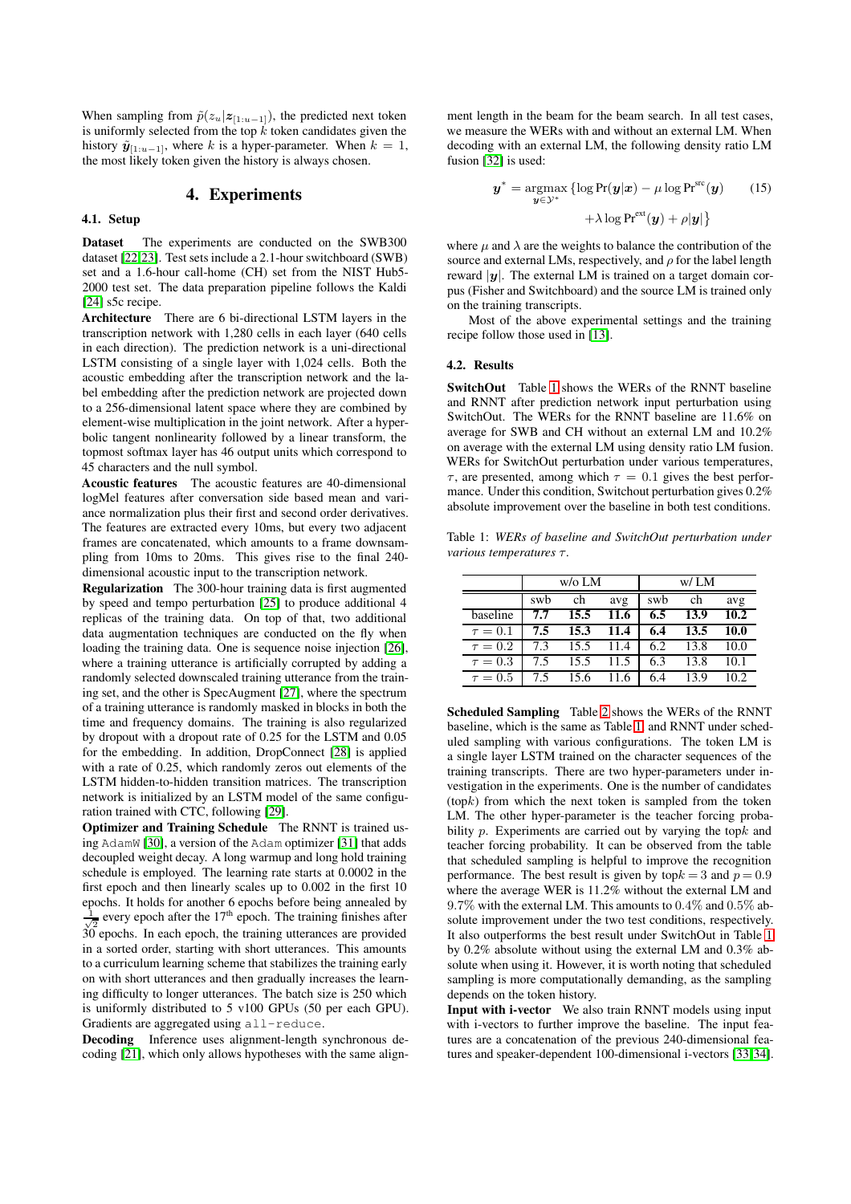When sampling from $\tilde{p}(z_u|\boldsymbol{z}_{[1:u-1]})$, the predicted next token is uniformly selected from the top $k$ token candidates given the history $\tilde{\boldsymbol{y}}_{[1:u-1]}$, where $k$ is a hyper-parameter. When $k=1$, the most likely token given the history is always chosen.

# 4. Experiments

## 4.1. Setup

**Dataset** The experiments are conducted on the SWB300 dataset [22,23]. Test sets include a 2.1-hour switchboard (SWB) set and a 1.6-hour call-home (CH) set from the NIST Hub5-2000 test set. The data preparation pipeline follows the Kaldi [24] s5c recipe.

**Architecture** There are 6 bi-directional LSTM layers in the transcription network with 1,280 cells in each layer (640 cells in each direction). The prediction network is a uni-directional LSTM consisting of a single layer with 1,024 cells. Both the acoustic embedding after the transcription network and the label embedding after the prediction network are projected down to a 256-dimensional latent space where they are combined by element-wise multiplication in the joint network. After a hyperbolic tangent nonlinearity followed by a linear transform, the topmost softmax layer has 46 output units which correspond to 45 characters and the null symbol.

**Acoustic features** The acoustic features are 40-dimensional logMel features after conversation side based mean and variance normalization plus their first and second order derivatives. The features are extracted every 10ms, but every two adjacent frames are concatenated, which amounts to a frame downsampling from 10ms to 20ms. This gives rise to the final 240-dimensional acoustic input to the transcription network.

**Regularization** The 300-hour training data is first augmented by speed and tempo perturbation [25] to produce additional 4 replicas of the training data. On top of that, two additional data augmentation techniques are conducted on the fly when loading the training data. One is sequence noise injection [26], where a training utterance is artificially corrupted by adding a randomly selected downscaled training utterance from the training set, and the other is SpecAugment [27], where the spectrum of a training utterance is randomly masked in blocks in both the time and frequency domains. The training is also regularized by dropout with a dropout rate of 0.25 for the LSTM and 0.05 for the embedding. In addition, DropConnect [28] is applied with a rate of 0.25, which randomly zeros out elements of the LSTM hidden-to-hidden transition matrices. The transcription network is initialized by an LSTM model of the same configuration trained with CTC, following [29].

**Optimizer and Training Schedule** The RNNT is trained using `AdamW` [30], a version of the `Adam` optimizer [31] that adds decoupled weight decay. A long warmup and long hold training schedule is employed. The learning rate starts at 0.0002 in the first epoch and then linearly scales up to 0.002 in the first 10 epochs. It holds for another 6 epochs before being annealed by $\frac{1}{\sqrt{2}}$ every epoch after the 17th epoch. The training finishes after 30 epochs. In each epoch, the training utterances are provided in a sorted order, starting with short utterances. This amounts to a curriculum learning scheme that stabilizes the training early on with short utterances and then gradually increases the learning difficulty to longer utterances. The batch size is 250 which is uniformly distributed to 5 v100 GPUs (50 per each GPU). Gradients are aggregated using `all-reduce`.

**Decoding** Inference uses alignment-length synchronous decoding [21], which only allows hypotheses with the same alignment length in the beam for the beam search. In all test cases, we measure the WERs with and without an external LM. When decoding with an external LM, the following density ratio LM fusion [32] is used:

$$\boldsymbol{y}^* = \underset{\boldsymbol{y}\in\mathcal{Y}^*}{\operatorname{argmax}} \{\log \Pr(\boldsymbol{y}|\boldsymbol{x}) - \mu \log \Pr^{\text{src}}(\boldsymbol{y}) + \lambda \log \Pr^{\text{ext}}(\boldsymbol{y}) + \rho|\boldsymbol{y}|\} \tag{15}$$

where $\mu$ and $\lambda$ are the weights to balance the contribution of the source and external LMs, respectively, and $\rho$ for the label length reward $|\boldsymbol{y}|$. The external LM is trained on a target domain corpus (Fisher and Switchboard) and the source LM is trained only on the training transcripts.

Most of the above experimental settings and the training recipe follow those used in [13].

## 4.2. Results

**SwitchOut** Table 1 shows the WERs of the RNNT baseline and RNNT after prediction network input perturbation using SwitchOut. The WERs for the RNNT baseline are 11.6% on average for SWB and CH without an external LM and 10.2% on average with the external LM using density ratio LM fusion. WERs for SwitchOut perturbation under various temperatures, $\tau$, are presented, among which $\tau = 0.1$ gives the best performance. Under this condition, Switchout perturbation gives 0.2% absolute improvement over the baseline in both test conditions.

Table 1: *WERs of baseline and SwitchOut perturbation under various temperatures $\tau$.*

| | w/o LM | | | w/ LM | | |
|---|---|---|---|---|---|---|
| | swb | ch | avg | swb | ch | avg |
| baseline | **7.7** | **15.5** | **11.6** | **6.5** | **13.9** | **10.2** |
| $\tau = 0.1$ | **7.5** | **15.3** | **11.4** | **6.4** | **13.5** | **10.0** |
| $\tau = 0.2$ | 7.3 | 15.5 | 11.4 | 6.2 | 13.8 | 10.0 |
| $\tau = 0.3$ | 7.5 | 15.5 | 11.5 | 6.3 | 13.8 | 10.1 |
| $\tau = 0.5$ | 7.5 | 15.6 | 11.6 | 6.4 | 13.9 | 10.2 |

**Scheduled Sampling** Table 2 shows the WERs of the RNNT baseline, which is the same as Table 1, and RNNT under scheduled sampling with various configurations. The token LM is a single layer LSTM trained on the character sequences of the training transcripts. There are two hyper-parameters under investigation in the experiments. One is the number of candidates (top$k$) from which the next token is sampled from the token LM. The other hyper-parameter is the teacher forcing probability $p$. Experiments are carried out by varying the top$k$ and teacher forcing probability. It can be observed from the table that scheduled sampling is helpful to improve the recognition performance. The best result is given by top$k=3$ and $p=0.9$ where the average WER is 11.2% without the external LM and 9.7% with the external LM. This amounts to 0.4% and 0.5% absolute improvement under the two test conditions, respectively. It also outperforms the best result under SwitchOut in Table 1 by 0.2% absolute without using the external LM and 0.3% absolute when using it. However, it is worth noting that scheduled sampling is more computationally demanding, as the sampling depends on the token history.

**Input with i-vector** We also train RNNT models using input with i-vectors to further improve the baseline. The input features are a concatenation of the previous 240-dimensional features and speaker-dependent 100-dimensional i-vectors [33,34].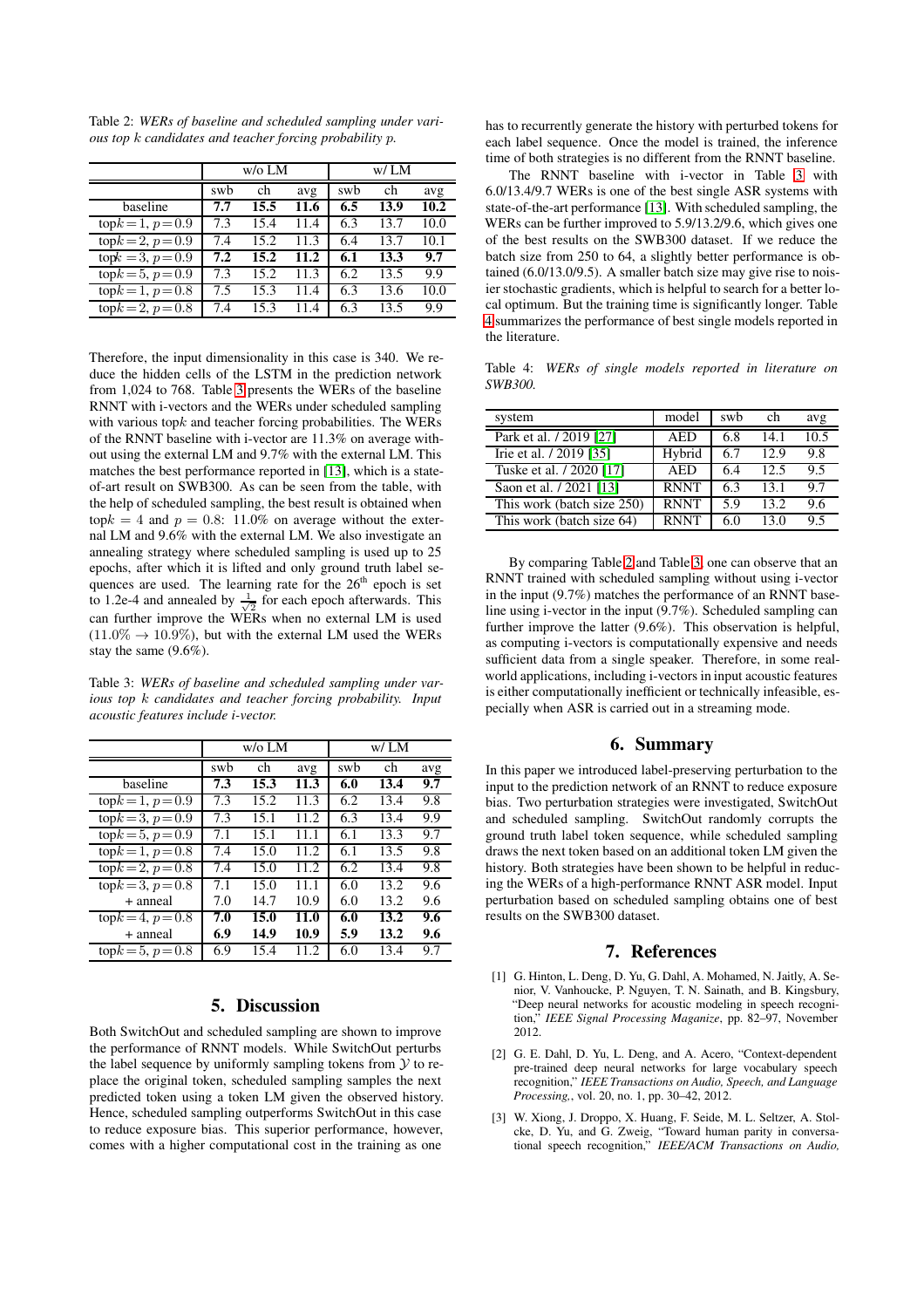Table 2: *WERs of baseline and scheduled sampling under various top $k$ candidates and teacher forcing probability $p$.*

| | w/o LM | | | w/ LM | | |
|---|---|---|---|---|---|---|
| | swb | ch | avg | swb | ch | avg |
| baseline | **7.7** | **15.5** | **11.6** | **6.5** | **13.9** | **10.2** |
| top$k=1$, $p=0.9$ | 7.3 | 15.4 | 11.4 | 6.3 | 13.7 | 10.0 |
| top$k=2$, $p=0.9$ | 7.4 | 15.2 | 11.3 | 6.4 | 13.7 | 10.1 |
| top$k=3$, $p=0.9$ | **7.2** | **15.2** | **11.2** | **6.1** | **13.3** | **9.7** |
| top$k=5$, $p=0.9$ | 7.3 | 15.2 | 11.3 | 6.2 | 13.5 | 9.9 |
| top$k=1$, $p=0.8$ | 7.5 | 15.3 | 11.4 | 6.3 | 13.6 | 10.0 |
| top$k=2$, $p=0.8$ | 7.4 | 15.3 | 11.4 | 6.3 | 13.5 | 9.9 |

Therefore, the input dimensionality in this case is 340. We reduce the hidden cells of the LSTM in the prediction network from 1,024 to 768. Table 3 presents the WERs of the baseline RNNT with i-vectors and the WERs under scheduled sampling with various top$k$ and teacher forcing probabilities. The WERs of the RNNT baseline with i-vector are 11.3% on average without using the external LM and 9.7% with the external LM. This matches the best performance reported in [13], which is a state-of-art result on SWB300. As can be seen from the table, with the help of scheduled sampling, the best result is obtained when top$k = 4$ and $p = 0.8$: 11.0% on average without the external LM and 9.6% with the external LM. We also investigate an annealing strategy where scheduled sampling is used up to 25 epochs, after which it is lifted and only ground truth label sequences are used. The learning rate for the 26$^{\text{th}}$ epoch is set to 1.2e-4 and annealed by $\frac{1}{\sqrt{2}}$ for each epoch afterwards. This can further improve the WERs when no external LM is used ($11.0\% \rightarrow 10.9\%$), but with the external LM used the WERs stay the same (9.6%).

Table 3: *WERs of baseline and scheduled sampling under various top $k$ candidates and teacher forcing probability. Input acoustic features include i-vector.*

| | w/o LM | | | w/ LM | | |
|---|---|---|---|---|---|---|
| | swb | ch | avg | swb | ch | avg |
| baseline | **7.3** | **15.3** | **11.3** | **6.0** | **13.4** | **9.7** |
| top$k=1$, $p=0.9$ | 7.3 | 15.2 | 11.3 | 6.2 | 13.4 | 9.8 |
| top$k=3$, $p=0.9$ | 7.3 | 15.1 | 11.2 | 6.3 | 13.4 | 9.9 |
| top$k=5$, $p=0.9$ | 7.1 | 15.1 | 11.1 | 6.1 | 13.3 | 9.7 |
| top$k=1$, $p=0.8$ | 7.4 | 15.0 | 11.2 | 6.1 | 13.5 | 9.8 |
| top$k=2$, $p=0.8$ | 7.4 | 15.0 | 11.2 | 6.2 | 13.4 | 9.8 |
| top$k=3$, $p=0.8$ | 7.1 | 15.0 | 11.1 | 6.0 | 13.2 | 9.6 |
| + anneal | 7.0 | 14.7 | 10.9 | 6.0 | 13.2 | 9.6 |
| top$k=4$, $p=0.8$ | **7.0** | **15.0** | **11.0** | **6.0** | **13.2** | **9.6** |
| + anneal | **6.9** | **14.9** | **10.9** | **5.9** | **13.2** | **9.6** |
| top$k=5$, $p=0.8$ | 6.9 | 15.4 | 11.2 | 6.0 | 13.4 | 9.7 |

## 5. Discussion

Both SwitchOut and scheduled sampling are shown to improve the performance of RNNT models. While SwitchOut perturbs the label sequence by uniformly sampling tokens from $\mathcal{Y}$ to replace the original token, scheduled sampling samples the next predicted token using a token LM given the observed history. Hence, scheduled sampling outperforms SwitchOut in this case to reduce exposure bias. This superior performance, however, comes with a higher computational cost in the training as one has to recurrently generate the history with perturbed tokens for each label sequence. Once the model is trained, the inference time of both strategies is no different from the RNNT baseline.

The RNNT baseline with i-vector in Table 3 with 6.0/13.4/9.7 WERs is one of the best single ASR systems with state-of-the-art performance [13]. With scheduled sampling, the WERs can be further improved to 5.9/13.2/9.6, which gives one of the best results on the SWB300 dataset. If we reduce the batch size from 250 to 64, a slightly better performance is obtained (6.0/13.0/9.5). A smaller batch size may give rise to noisier stochastic gradients, which is helpful to search for a better local optimum. But the training time is significantly longer. Table 4 summarizes the performance of best single models reported in the literature.

Table 4: *WERs of single models reported in literature on SWB300.*

| system | model | swb | ch | avg |
|---|---|---|---|---|
| Park et al. / 2019 [27] | AED | 6.8 | 14.1 | 10.5 |
| Irie et al. / 2019 [35] | Hybrid | 6.7 | 12.9 | 9.8 |
| Tuske et al. / 2020 [17] | AED | 6.4 | 12.5 | 9.5 |
| Saon et al. / 2021 [13] | RNNT | 6.3 | 13.1 | 9.7 |
| This work (batch size 250) | RNNT | 5.9 | 13.2 | 9.6 |
| This work (batch size 64) | RNNT | 6.0 | 13.0 | 9.5 |

By comparing Table 2 and Table 3, one can observe that an RNNT trained with scheduled sampling without using i-vector in the input (9.7%) matches the performance of an RNNT baseline using i-vector in the input (9.7%). Scheduled sampling can further improve the latter (9.6%). This observation is helpful, as computing i-vectors is computationally expensive and needs sufficient data from a single speaker. Therefore, in some real-world applications, including i-vectors in input acoustic features is either computationally inefficient or technically infeasible, especially when ASR is carried out in a streaming mode.

## 6. Summary

In this paper we introduced label-preserving perturbation to the input to the prediction network of an RNNT to reduce exposure bias. Two perturbation strategies were investigated, SwitchOut and scheduled sampling. SwitchOut randomly corrupts the ground truth label token sequence, while scheduled sampling draws the next token based on an additional token LM given the history. Both strategies have been shown to be helpful in reducing the WERs of a high-performance RNNT ASR model. Input perturbation based on scheduled sampling obtains one of best results on the SWB300 dataset.

## 7. References

[1] G. Hinton, L. Deng, D. Yu, G. Dahl, A. Mohamed, N. Jaitly, A. Senior, V. Vanhoucke, P. Nguyen, T. N. Sainath, and B. Kingsbury, "Deep neural networks for acoustic modeling in speech recognition," *IEEE Signal Processing Magazine*, pp. 82–97, November 2012.

[2] G. E. Dahl, D. Yu, L. Deng, and A. Acero, "Context-dependent pre-trained deep neural networks for large vocabulary speech recognition," *IEEE Transactions on Audio, Speech, and Language Processing,*, vol. 20, no. 1, pp. 30–42, 2012.

[3] W. Xiong, J. Droppo, X. Huang, F. Seide, M. L. Seltzer, A. Stolcke, D. Yu, and G. Zweig, "Toward human parity in conversational speech recognition," *IEEE/ACM Transactions on Audio,*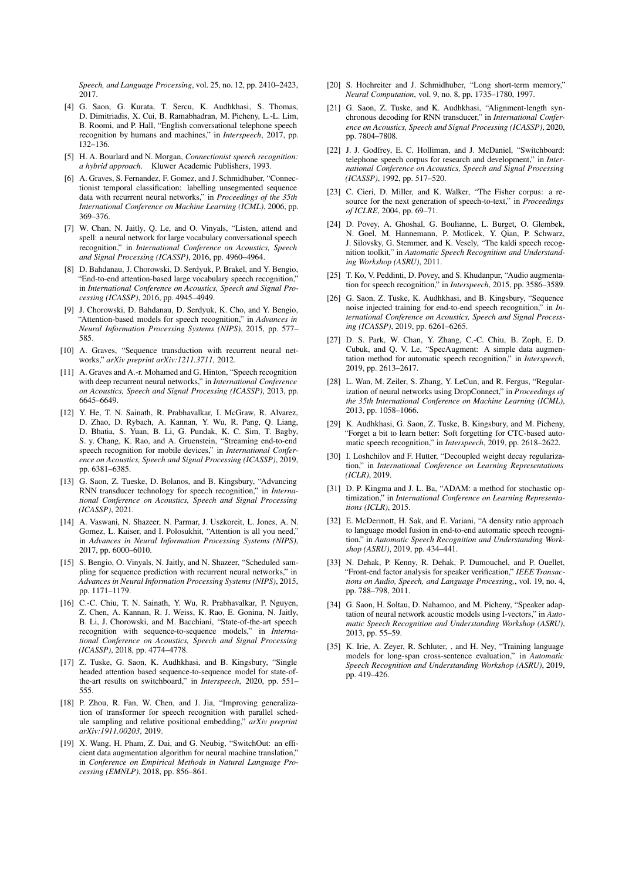*Speech, and Language Processing*, vol. 25, no. 12, pp. 2410–2423, 2017.

[4] G. Saon, G. Kurata, T. Sercu, K. Audhkhasi, S. Thomas, D. Dimitriadis, X. Cui, B. Ramabhadran, M. Picheny, L.-L. Lim, B. Roomi, and P. Hall, "English conversational telephone speech recognition by humans and machines," in *Interspeech*, 2017, pp. 132–136.

[5] H. A. Bourlard and N. Morgan, *Connectionist speech recognition: a hybrid approach*. Kluwer Academic Publishers, 1993.

[6] A. Graves, S. Fernandez, F. Gomez, and J. Schmidhuber, "Connectionist temporal classification: labelling unsegmented sequence data with recurrent neural networks," in *Proceedings of the 35th International Conference on Machine Learning (ICML)*, 2006, pp. 369–376.

[7] W. Chan, N. Jaitly, Q. Le, and O. Vinyals, "Listen, attend and spell: a neural network for large vocabulary conversational speech recognition," in *International Conference on Acoustics, Speech and Signal Processing (ICASSP)*, 2016, pp. 4960–4964.

[8] D. Bahdanau, J. Chorowski, D. Serdyuk, P. Brakel, and Y. Bengio, "End-to-end attention-based large vocabulary speech recognition," in *International Conference on Acoustics, Speech and Signal Processing (ICASSP)*, 2016, pp. 4945–4949.

[9] J. Chorowski, D. Bahdanau, D. Serdyuk, K. Cho, and Y. Bengio, "Attention-based models for speech recognition," in *Advances in Neural Information Processing Systems (NIPS)*, 2015, pp. 577–585.

[10] A. Graves, "Sequence transduction with recurrent neural networks," *arXiv preprint arXiv:1211.3711*, 2012.

[11] A. Graves and A.-r. Mohamed and G. Hinton, "Speech recognition with deep recurrent neural networks," in *International Conference on Acoustics, Speech and Signal Processing (ICASSP)*, 2013, pp. 6645–6649.

[12] Y. He, T. N. Sainath, R. Prabhavalkar, I. McGraw, R. Alvarez, D. Zhao, D. Rybach, A. Kannan, Y. Wu, R. Pang, Q. Liang, D. Bhatia, S. Yuan, B. Li, G. Pundak, K. C. Sim, T. Bagby, S. y. Chang, K. Rao, and A. Gruenstein, "Streaming end-to-end speech recognition for mobile devices," in *International Conference on Acoustics, Speech and Signal Processing (ICASSP)*, 2019, pp. 6381–6385.

[13] G. Saon, Z. Tueske, D. Bolanos, and B. Kingsbury, "Advancing RNN transducer technology for speech recognition," in *International Conference on Acoustics, Speech and Signal Processing (ICASSP)*, 2021.

[14] A. Vaswani, N. Shazeer, N. Parmar, J. Uszkoreit, L. Jones, A. N. Gomez, L. Kaiser, and I. Polosukhit, "Attention is all you need," in *Advances in Neural Information Processing Systems (NIPS)*, 2017, pp. 6000–6010.

[15] S. Bengio, O. Vinyals, N. Jaitly, and N. Shazeer, "Scheduled sampling for sequence prediction with recurrent neural networks," in *Advances in Neural Information Processing Systems (NIPS)*, 2015, pp. 1171–1179.

[16] C.-C. Chiu, T. N. Sainath, Y. Wu, R. Prabhavalkar, P. Nguyen, Z. Chen, A. Kannan, R. J. Weiss, K. Rao, E. Gonina, N. Jaitly, B. Li, J. Chorowski, and M. Bacchiani, "State-of-the-art speech recognition with sequence-to-sequence models," in *International Conference on Acoustics, Speech and Signal Processing (ICASSP)*, 2018, pp. 4774–4778.

[17] Z. Tuske, G. Saon, K. Audhkhasi, and B. Kingsbury, "Single headed attention based sequence-to-sequence model for state-of-the-art results on switchboard," in *Interspeech*, 2020, pp. 551–555.

[18] P. Zhou, R. Fan, W. Chen, and J. Jia, "Improving generalization of transformer for speech recognition with parallel schedule sampling and relative positional embedding," *arXiv preprint arXiv:1911.00203*, 2019.

[19] X. Wang, H. Pham, Z. Dai, and G. Neubig, "SwitchOut: an efficient data augmentation algorithm for neural machine translation," in *Conference on Empirical Methods in Natural Language Processing (EMNLP)*, 2018, pp. 856–861.

[20] S. Hochreiter and J. Schmidhuber, "Long short-term memory," *Neural Computation*, vol. 9, no. 8, pp. 1735–1780, 1997.

[21] G. Saon, Z. Tuske, and K. Audhkhasi, "Alignment-length synchronous decoding for RNN transducer," in *International Conference on Acoustics, Speech and Signal Processing (ICASSP)*, 2020, pp. 7804–7808.

[22] J. J. Godfrey, E. C. Holliman, and J. McDaniel, "Switchboard: telephone speech corpus for research and development," in *International Conference on Acoustics, Speech and Signal Processing (ICASSP)*, 1992, pp. 517–520.

[23] C. Cieri, D. Miller, and K. Walker, "The Fisher corpus: a resource for the next generation of speech-to-text," in *Proceedings of ICLRE*, 2004, pp. 69–71.

[24] D. Povey, A. Ghoshal, G. Boulianne, L. Burget, O. Glembek, N. Goel, M. Hannemann, P. Motlicek, Y. Qian, P. Schwarz, J. Silovsky, G. Stemmer, and K. Vesely, "The kaldi speech recognition toolkit," in *Automatic Speech Recognition and Understanding Workshop (ASRU)*, 2011.

[25] T. Ko, V. Peddinti, D. Povey, and S. Khudanpur, "Audio augmentation for speech recognition," in *Interspeech*, 2015, pp. 3586–3589.

[26] G. Saon, Z. Tuske, K. Audhkhasi, and B. Kingsbury, "Sequence noise injected training for end-to-end speech recognition," in *International Conference on Acoustics, Speech and Signal Processing (ICASSP)*, 2019, pp. 6261–6265.

[27] D. S. Park, W. Chan, Y. Zhang, C.-C. Chiu, B. Zoph, E. D. Cubuk, and Q. V. Le, "SpecAugment: A simple data augmentation method for automatic speech recognition," in *Interspeech*, 2019, pp. 2613–2617.

[28] L. Wan, M. Zeiler, S. Zhang, Y. LeCun, and R. Fergus, "Regularization of neural networks using DropConnect," in *Proceedings of the 35th International Conference on Machine Learning (ICML)*, 2013, pp. 1058–1066.

[29] K. Audhkhasi, G. Saon, Z. Tuske, B. Kingsbury, and M. Picheny, "Forget a bit to learn better: Soft forgetting for CTC-based automatic speech recognition," in *Interspeech*, 2019, pp. 2618–2622.

[30] I. Loshchilov and F. Hutter, "Decoupled weight decay regularization," in *International Conference on Learning Representations (ICLR)*, 2019.

[31] D. P. Kingma and J. L. Ba, "ADAM: a method for stochastic optimization," in *International Conference on Learning Representations (ICLR)*, 2015.

[32] E. McDermott, H. Sak, and E. Variani, "A density ratio approach to language model fusion in end-to-end automatic speech recognition," in *Automatic Speech Recognition and Understanding Workshop (ASRU)*, 2019, pp. 434–441.

[33] N. Dehak, P. Kenny, R. Dehak, P. Dumouchel, and P. Ouellet, "Front-end factor analysis for speaker verification," *IEEE Transactions on Audio, Speech, and Language Processing,*, vol. 19, no. 4, pp. 788–798, 2011.

[34] G. Saon, H. Soltau, D. Nahamoo, and M. Picheny, "Speaker adaptation of neural network acoustic models using I-vectors," in *Automatic Speech Recognition and Understanding Workshop (ASRU)*, 2013, pp. 55–59.

[35] K. Irie, A. Zeyer, R. Schluter, , and H. Ney, "Training language models for long-span cross-sentence evaluation," in *Automatic Speech Recognition and Understanding Workshop (ASRU)*, 2019, pp. 419–426.